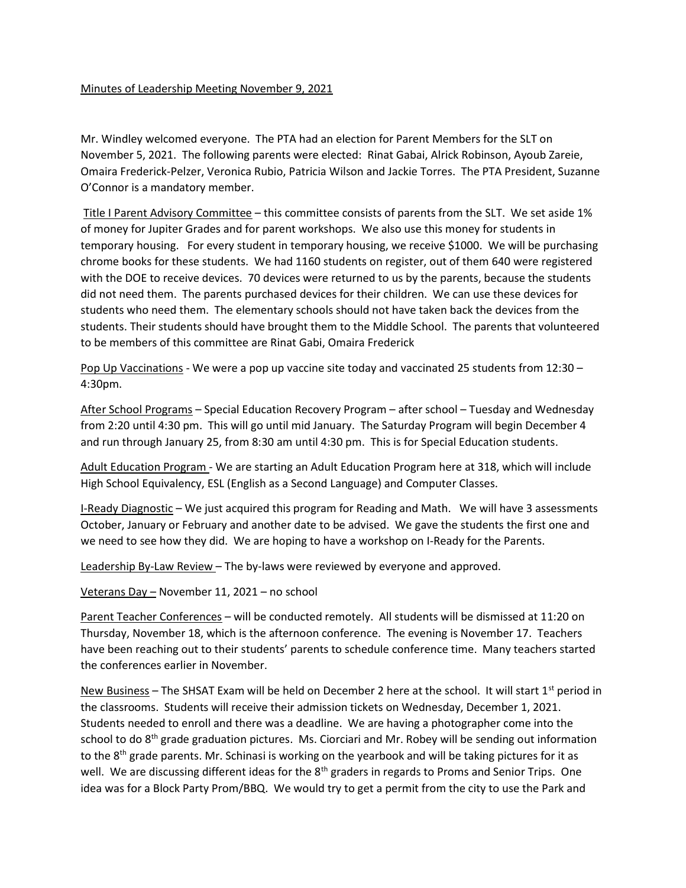Minutes of Leadership Meeting November 9, 2021

Mr. Windley welcomed everyone. The PTA had an election for Parent Members for the SLT on November 5, 2021. The following parents were elected: Rinat Gabai, Alrick Robinson, Ayoub Zareie, Omaira Frederick-Pelzer, Veronica Rubio, Patricia Wilson and Jackie Torres. The PTA President, Suzanne O'Connor is a mandatory member.

Title I Parent Advisory Committee – this committee consists of parents from the SLT. We set aside 1% of money for Jupiter Grades and for parent workshops. We also use this money for students in temporary housing. For every student in temporary housing, we receive $1000. We will be purchasing chrome books for these students. We had 1160 students on register, out of them 640 were registered with the DOE to receive devices. 70 devices were returned to us by the parents, because the students did not need them. The parents purchased devices for their children. We can use these devices for students who need them. The elementary schools should not have taken back the devices from the students. Their students should have brought them to the Middle School. The parents that volunteered to be members of this committee are Rinat Gabi, Omaira Frederick

Pop Up Vaccinations - We were a pop up vaccine site today and vaccinated 25 students from 12:30 – 4:30pm.

After School Programs – Special Education Recovery Program – after school – Tuesday and Wednesday from 2:20 until 4:30 pm. This will go until mid January. The Saturday Program will begin December 4 and run through January 25, from 8:30 am until 4:30 pm. This is for Special Education students.

Adult Education Program - We are starting an Adult Education Program here at 318, which will include High School Equivalency, ESL (English as a Second Language) and Computer Classes.

I-Ready Diagnostic – We just acquired this program for Reading and Math. We will have 3 assessments October, January or February and another date to be advised. We gave the students the first one and we need to see how they did. We are hoping to have a workshop on I-Ready for the Parents.

Leadership By-Law Review – The by-laws were reviewed by everyone and approved.

Veterans Day – November 11, 2021 – no school

Parent Teacher Conferences – will be conducted remotely. All students will be dismissed at 11:20 on Thursday, November 18, which is the afternoon conference. The evening is November 17. Teachers have been reaching out to their students' parents to schedule conference time. Many teachers started the conferences earlier in November.

New Business – The SHSAT Exam will be held on December 2 here at the school. It will start 1st period in the classrooms. Students will receive their admission tickets on Wednesday, December 1, 2021. Students needed to enroll and there was a deadline. We are having a photographer come into the school to do 8th grade graduation pictures. Ms. Ciorciari and Mr. Robey will be sending out information to the 8th grade parents. Mr. Schinasi is working on the yearbook and will be taking pictures for it as well. We are discussing different ideas for the 8th graders in regards to Proms and Senior Trips. One idea was for a Block Party Prom/BBQ. We would try to get a permit from the city to use the Park and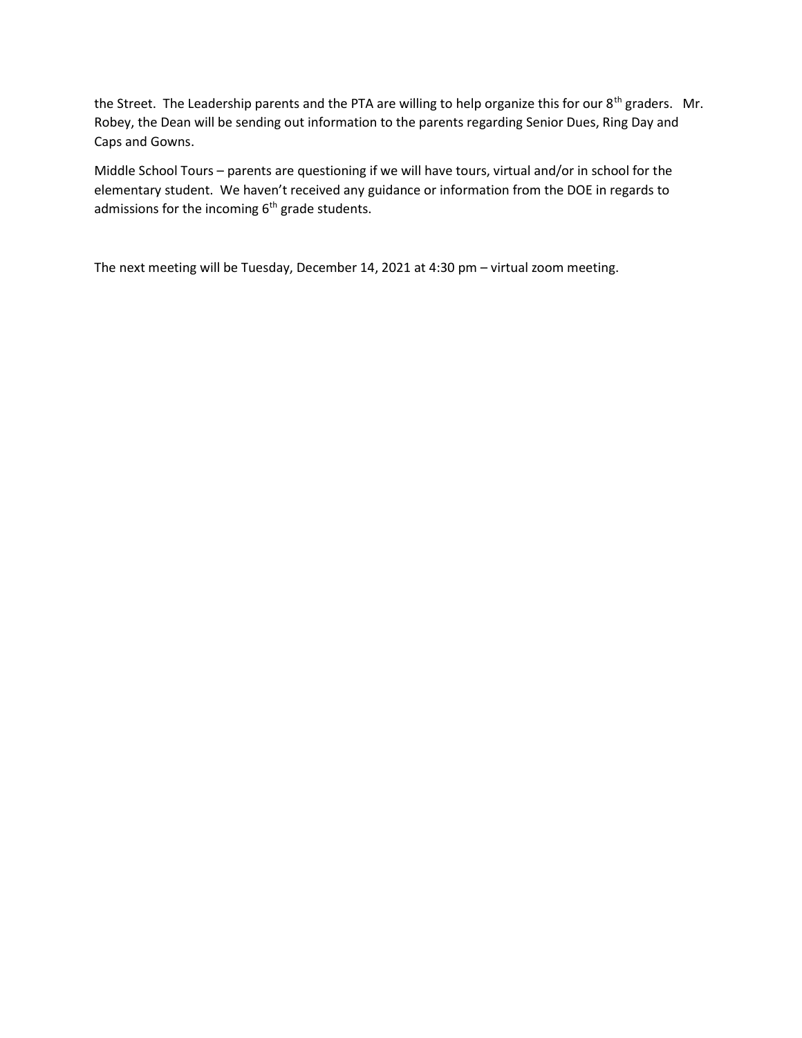the Street. The Leadership parents and the PTA are willing to help organize this for our 8th graders. Mr. Robey, the Dean will be sending out information to the parents regarding Senior Dues, Ring Day and Caps and Gowns.

Middle School Tours – parents are questioning if we will have tours, virtual and/or in school for the elementary student. We haven't received any guidance or information from the DOE in regards to admissions for the incoming 6th grade students.

The next meeting will be Tuesday, December 14, 2021 at 4:30 pm – virtual zoom meeting.